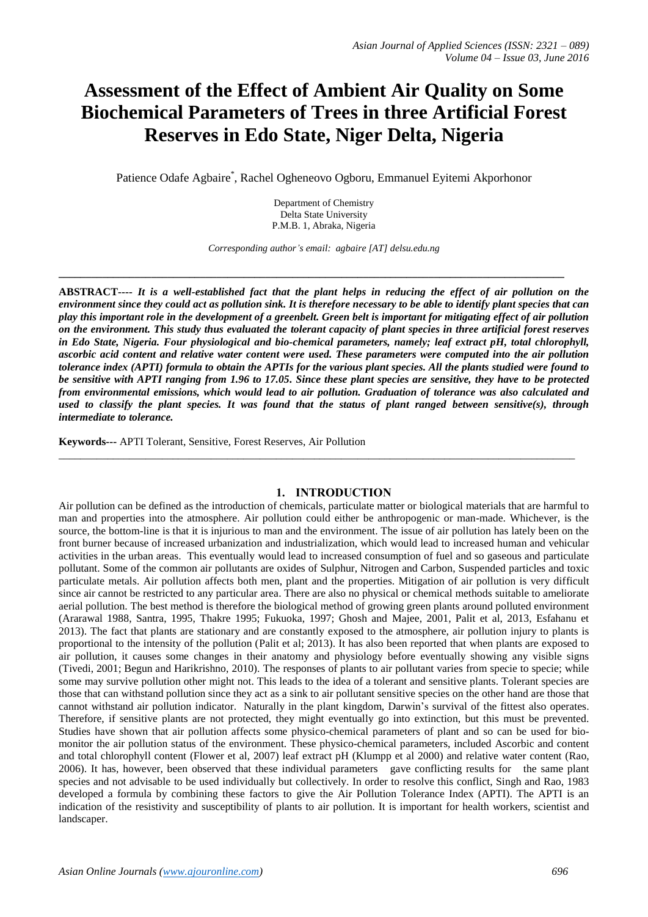# Assessment of the Effect of Ambient Air Quality on Some Biochemical Parameters of Trees in three Artificial Forest Reserves in Edo State, Niger Delta, Nigeria

Patience Odafe Agbaire[*], Rachel Ogheneovo Ogboru, Emmanuel Eyitemi Akporhonor

Department of Chemistry
Delta State University
P.M.B. 1, Abraka, Nigeria

*Corresponding author's email: agbaire [AT] delsu.edu.ng*

---

**ABSTRACT---- *It is a well-established fact that the plant helps in reducing the effect of air pollution on the environment since they could act as pollution sink. It is therefore necessary to be able to identify plant species that can play this important role in the development of a greenbelt. Green belt is important for mitigating effect of air pollution on the environment. This study thus evaluated the tolerant capacity of plant species in three artificial forest reserves in Edo State, Nigeria. Four physiological and bio-chemical parameters, namely; leaf extract pH, total chlorophyll, ascorbic acid content and relative water content were used. These parameters were computed into the air pollution tolerance index (APTI) formula to obtain the APTIs for the various plant species. All the plants studied were found to be sensitive with APTI ranging from 1.96 to 17.05. Since these plant species are sensitive, they have to be protected from environmental emissions, which would lead to air pollution. Graduation of tolerance was also calculated and used to classify the plant species. It was found that the status of plant ranged between sensitive(s), through intermediate to tolerance.***

**Keywords---** APTI Tolerant, Sensitive, Forest Reserves, Air Pollution

---

## 1. INTRODUCTION

Air pollution can be defined as the introduction of chemicals, particulate matter or biological materials that are harmful to man and properties into the atmosphere. Air pollution could either be anthropogenic or man-made. Whichever, is the source, the bottom-line is that it is injurious to man and the environment. The issue of air pollution has lately been on the front burner because of increased urbanization and industrialization, which would lead to increased human and vehicular activities in the urban areas. This eventually would lead to increased consumption of fuel and so gaseous and particulate pollutant. Some of the common air pollutants are oxides of Sulphur, Nitrogen and Carbon, Suspended particles and toxic particulate metals. Air pollution affects both men, plant and the properties. Mitigation of air pollution is very difficult since air cannot be restricted to any particular area. There are also no physical or chemical methods suitable to ameliorate aerial pollution. The best method is therefore the biological method of growing green plants around polluted environment (Ararawal 1988, Santra, 1995, Thakre 1995; Fukuoka, 1997; Ghosh and Majee, 2001, Palit et al, 2013, Esfahanu et 2013). The fact that plants are stationary and are constantly exposed to the atmosphere, air pollution injury to plants is proportional to the intensity of the pollution (Palit et al; 2013). It has also been reported that when plants are exposed to air pollution, it causes some changes in their anatomy and physiology before eventually showing any visible signs (Tivedi, 2001; Begun and Harikrishno, 2010). The responses of plants to air pollutant varies from specie to specie; while some may survive pollution other might not. This leads to the idea of a tolerant and sensitive plants. Tolerant species are those that can withstand pollution since they act as a sink to air pollutant sensitive species on the other hand are those that cannot withstand air pollution indicator. Naturally in the plant kingdom, Darwin's survival of the fittest also operates. Therefore, if sensitive plants are not protected, they might eventually go into extinction, but this must be prevented. Studies have shown that air pollution affects some physico-chemical parameters of plant and so can be used for bio-monitor the air pollution status of the environment. These physico-chemical parameters, included Ascorbic and content and total chlorophyll content (Flower et al, 2007) leaf extract pH (Klumpp et al 2000) and relative water content (Rao, 2006). It has, however, been observed that these individual parameters gave conflicting results for the same plant species and not advisable to be used individually but collectively. In order to resolve this conflict, Singh and Rao, 1983 developed a formula by combining these factors to give the Air Pollution Tolerance Index (APTI). The APTI is an indication of the resistivity and susceptibility of plants to air pollution. It is important for health workers, scientist and landscaper.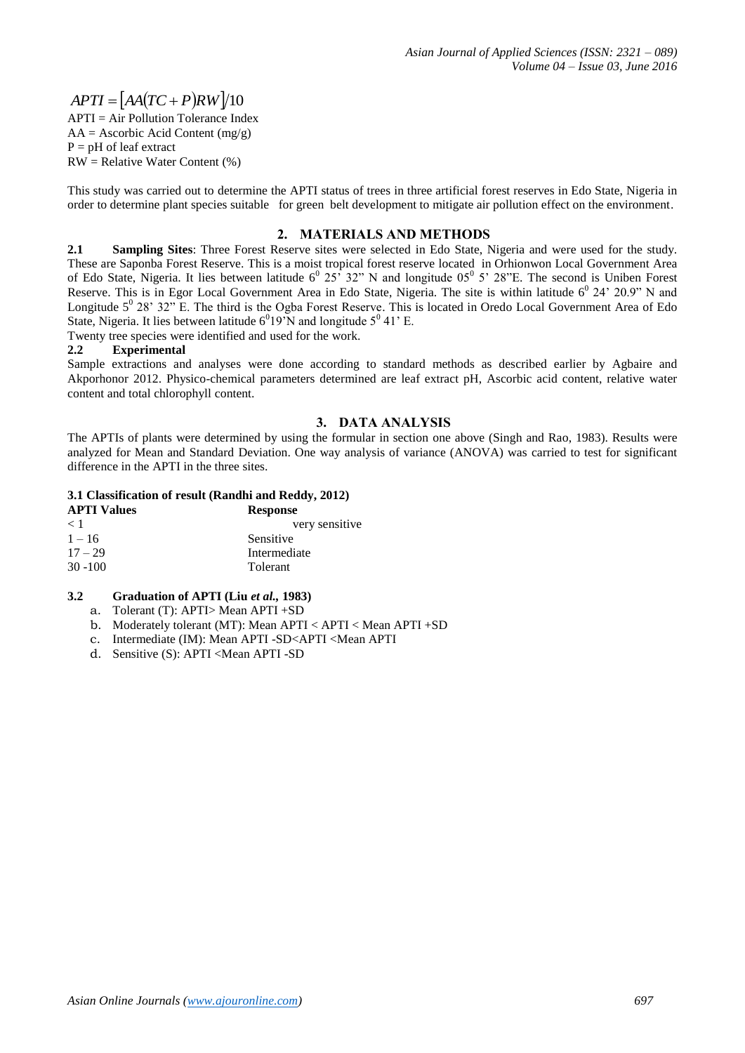$$APTI = [AA(TC + P)RW]/10$$

APTI = Air Pollution Tolerance Index
AA = Ascorbic Acid Content (mg/g)
P = pH of leaf extract
RW = Relative Water Content (%)

This study was carried out to determine the APTI status of trees in three artificial forest reserves in Edo State, Nigeria in order to determine plant species suitable for green belt development to mitigate air pollution effect on the environment.

## 2. MATERIALS AND METHODS

**2.1 Sampling Sites**: Three Forest Reserve sites were selected in Edo State, Nigeria and were used for the study. These are Saponba Forest Reserve. This is a moist tropical forest reserve located in Orhionwon Local Government Area of Edo State, Nigeria. It lies between latitude $6^0$ 25' 32" N and longitude $05^0$ 5' 28"E. The second is Uniben Forest Reserve. This is in Egor Local Government Area in Edo State, Nigeria. The site is within latitude $6^0$ 24' 20.9" N and Longitude $5^0$ 28' 32" E. The third is the Ogba Forest Reserve. This is located in Oredo Local Government Area of Edo State, Nigeria. It lies between latitude $6^0$19'N and longitude $5^0$ 41' E.

Twenty tree species were identified and used for the work.

**2.2 Experimental**

Sample extractions and analyses were done according to standard methods as described earlier by Agbaire and Akporhonor 2012. Physico-chemical parameters determined are leaf extract pH, Ascorbic acid content, relative water content and total chlorophyll content.

## 3. DATA ANALYSIS

The APTIs of plants were determined by using the formular in section one above (Singh and Rao, 1983). Results were analyzed for Mean and Standard Deviation. One way analysis of variance (ANOVA) was carried to test for significant difference in the APTI in the three sites.

### 3.1 Classification of result (Randhi and Reddy, 2012)

| APTI Values | Response |
|---|---|
| < 1 | very sensitive |
| 1 – 16 | Sensitive |
| 17 – 29 | Intermediate |
| 30 -100 | Tolerant |

### 3.2 Graduation of APTI (Liu *et al.*, 1983)

a. Tolerant (T): APTI> Mean APTI +SD
b. Moderately tolerant (MT): Mean APTI < APTI < Mean APTI +SD
c. Intermediate (IM): Mean APTI -SD<APTI <Mean APTI
d. Sensitive (S): APTI <Mean APTI -SD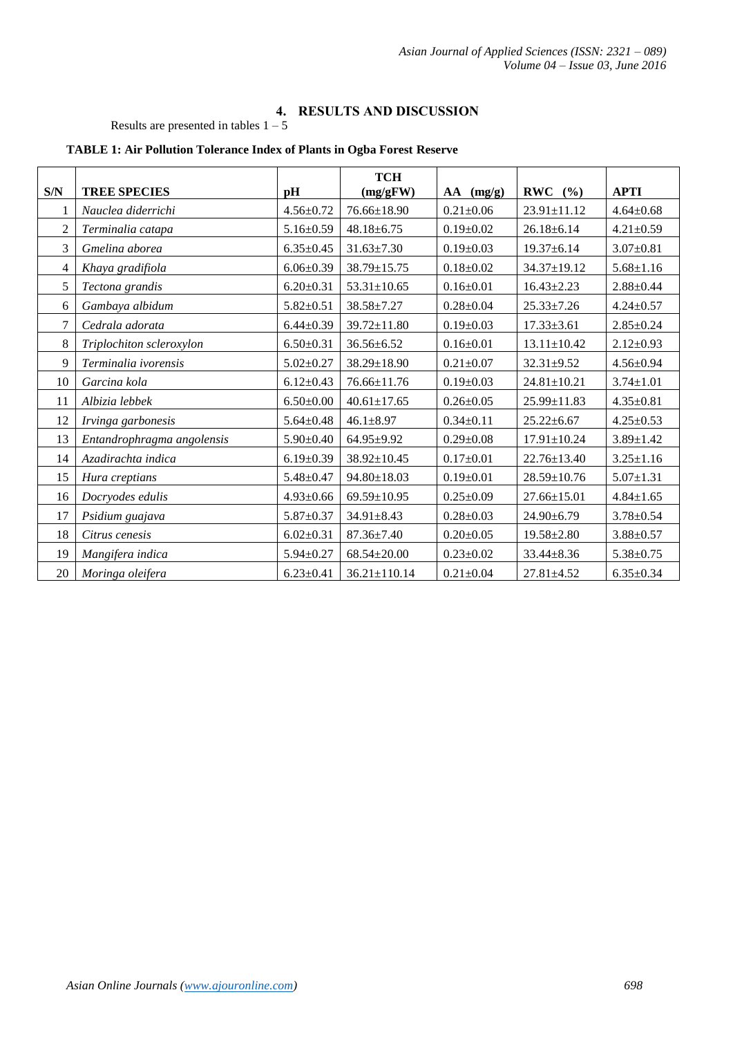## 4. RESULTS AND DISCUSSION

Results are presented in tables 1 – 5

**TABLE 1: Air Pollution Tolerance Index of Plants in Ogba Forest Reserve**

| S/N | TREE SPECIES | pH | TCH (mg/gFW) | AA (mg/g) | RWC (%) | APTI |
|---|---|---|---|---|---|---|
| 1 | *Nauclea diderrichi* | 4.56±0.72 | 76.66±18.90 | 0.21±0.06 | 23.91±11.12 | 4.64±0.68 |
| 2 | *Terminalia catapa* | 5.16±0.59 | 48.18±6.75 | 0.19±0.02 | 26.18±6.14 | 4.21±0.59 |
| 3 | *Gmelina aborea* | 6.35±0.45 | 31.63±7.30 | 0.19±0.03 | 19.37±6.14 | 3.07±0.81 |
| 4 | *Khaya gradifiola* | 6.06±0.39 | 38.79±15.75 | 0.18±0.02 | 34.37±19.12 | 5.68±1.16 |
| 5 | *Tectona grandis* | 6.20±0.31 | 53.31±10.65 | 0.16±0.01 | 16.43±2.23 | 2.88±0.44 |
| 6 | *Gambaya albidum* | 5.82±0.51 | 38.58±7.27 | 0.28±0.04 | 25.33±7.26 | 4.24±0.57 |
| 7 | *Cedrala adorata* | 6.44±0.39 | 39.72±11.80 | 0.19±0.03 | 17.33±3.61 | 2.85±0.24 |
| 8 | *Triplochiton scleroxylon* | 6.50±0.31 | 36.56±6.52 | 0.16±0.01 | 13.11±10.42 | 2.12±0.93 |
| 9 | *Terminalia ivorensis* | 5.02±0.27 | 38.29±18.90 | 0.21±0.07 | 32.31±9.52 | 4.56±0.94 |
| 10 | *Garcina kola* | 6.12±0.43 | 76.66±11.76 | 0.19±0.03 | 24.81±10.21 | 3.74±1.01 |
| 11 | *Albizia lebbek* | 6.50±0.00 | 40.61±17.65 | 0.26±0.05 | 25.99±11.83 | 4.35±0.81 |
| 12 | *Irvinga garbonesis* | 5.64±0.48 | 46.1±8.97 | 0.34±0.11 | 25.22±6.67 | 4.25±0.53 |
| 13 | *Entandrophragma angolensis* | 5.90±0.40 | 64.95±9.92 | 0.29±0.08 | 17.91±10.24 | 3.89±1.42 |
| 14 | *Azadirachta indica* | 6.19±0.39 | 38.92±10.45 | 0.17±0.01 | 22.76±13.40 | 3.25±1.16 |
| 15 | *Hura creptians* | 5.48±0.47 | 94.80±18.03 | 0.19±0.01 | 28.59±10.76 | 5.07±1.31 |
| 16 | *Docryodes edulis* | 4.93±0.66 | 69.59±10.95 | 0.25±0.09 | 27.66±15.01 | 4.84±1.65 |
| 17 | *Psidium guajava* | 5.87±0.37 | 34.91±8.43 | 0.28±0.03 | 24.90±6.79 | 3.78±0.54 |
| 18 | *Citrus cenesis* | 6.02±0.31 | 87.36±7.40 | 0.20±0.05 | 19.58±2.80 | 3.88±0.57 |
| 19 | *Mangifera indica* | 5.94±0.27 | 68.54±20.00 | 0.23±0.02 | 33.44±8.36 | 5.38±0.75 |
| 20 | *Moringa oleifera* | 6.23±0.41 | 36.21±110.14 | 0.21±0.04 | 27.81±4.52 | 6.35±0.34 |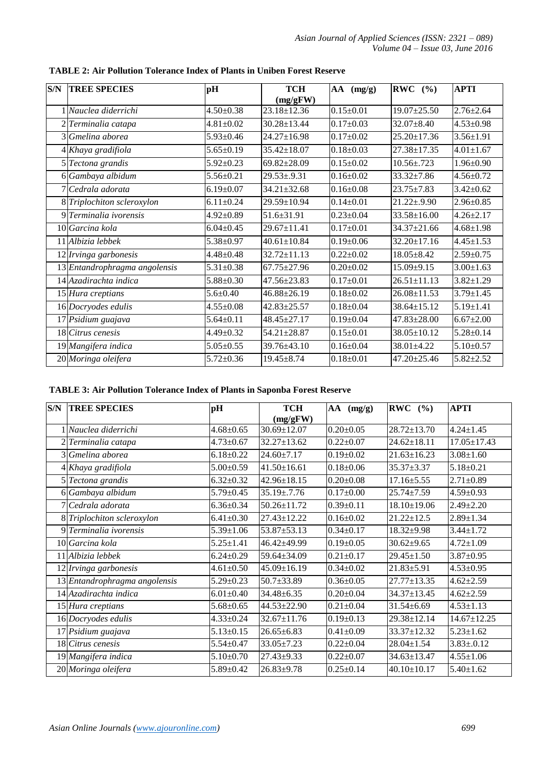**TABLE 2: Air Pollution Tolerance Index of Plants in Uniben Forest Reserve**

| S/N | TREE SPECIES | pH | TCH (mg/gFW) | AA (mg/g) | RWC (%) | APTI |
|---|---|---|---|---|---|---|
| 1 | *Nauclea diderrichi* | 4.50±0.38 | 23.18±12.36 | 0.15±0.01 | 19.07±25.50 | 2.76±2.64 |
| 2 | *Terminalia catapa* | 4.81±0.02 | 30.28±13.44 | 0.17±0.03 | 32.07±8.40 | 4.53±0.98 |
| 3 | *Gmelina aborea* | 5.93±0.46 | 24.27±16.98 | 0.17±0.02 | 25.20±17.36 | 3.56±1.91 |
| 4 | *Khaya gradifiola* | 5.65±0.19 | 35.42±18.07 | 0.18±0.03 | 27.38±17.35 | 4.01±1.67 |
| 5 | *Tectona grandis* | 5.92±0.23 | 69.82±28.09 | 0.15±0.02 | 10.56±.723 | 1.96±0.90 |
| 6 | *Gambaya albidum* | 5.56±0.21 | 29.53±.9.31 | 0.16±0.02 | 33.32±7.86 | 4.56±0.72 |
| 7 | *Cedrala adorata* | 6.19±0.07 | 34.21±32.68 | 0.16±0.08 | 23.75±7.83 | 3.42±0.62 |
| 8 | *Triplochiton scleroxylon* | 6.11±0.24 | 29.59±10.94 | 0.14±0.01 | 21.22±.9.90 | 2.96±0.85 |
| 9 | *Terminalia ivorensis* | 4.92±0.89 | 51.6±31.91 | 0.23±0.04 | 33.58±16.00 | 4.26±2.17 |
| 10 | *Garcina kola* | 6.04±0.45 | 29.67±11.41 | 0.17±0.01 | 34.37±21.66 | 4.68±1.98 |
| 11 | *Albizia lebbek* | 5.38±0.97 | 40.61±10.84 | 0.19±0.06 | 32.20±17.16 | 4.45±1.53 |
| 12 | *Irvinga garbonesis* | 4.48±0.48 | 32.72±11.13 | 0.22±0.02 | 18.05±8.42 | 2.59±0.75 |
| 13 | *Entandrophragma angolensis* | 5.31±0.38 | 67.75±27.96 | 0.20±0.02 | 15.09±9.15 | 3.00±1.63 |
| 14 | *Azadirachta indica* | 5.88±0.30 | 47.56±23.83 | 0.17±0.01 | 26.51±11.13 | 3.82±1.29 |
| 15 | *Hura creptians* | 5.6±0.40 | 46.88±26.19 | 0.18±0.02 | 26.08±11.53 | 3.79±1.45 |
| 16 | *Docryodes edulis* | 4.55±0.08 | 42.83±25.57 | 0.18±0.04 | 38.64±15.12 | 5.19±1.41 |
| 17 | *Psidium guajava* | 5.64±0.11 | 48.45±27.17 | 0.19±0.04 | 47.83±28.00 | 6.67±2.00 |
| 18 | *Citrus cenesis* | 4.49±0.32 | 54.21±28.87 | 0.15±0.01 | 38.05±10.12 | 5.28±0.14 |
| 19 | *Mangifera indica* | 5.05±0.55 | 39.76±43.10 | 0.16±0.04 | 38.01±4.22 | 5.10±0.57 |
| 20 | *Moringa oleifera* | 5.72±0.36 | 19.45±8.74 | 0.18±0.01 | 47.20±25.46 | 5.82±2.52 |

**TABLE 3: Air Pollution Tolerance Index of Plants in Saponba Forest Reserve**

| S/N | TREE SPECIES | pH | TCH (mg/gFW) | AA (mg/g) | RWC (%) | APTI |
|---|---|---|---|---|---|---|
| 1 | *Nauclea diderrichi* | 4.68±0.65 | 30.69±12.07 | 0.20±0.05 | 28.72±13.70 | 4.24±1.45 |
| 2 | *Terminalia catapa* | 4.73±0.67 | 32.27±13.62 | 0.22±0.07 | 24.62±18.11 | 17.05±17.43 |
| 3 | *Gmelina aborea* | 6.18±0.22 | 24.60±7.17 | 0.19±0.02 | 21.63±16.23 | 3.08±1.60 |
| 4 | *Khaya gradifiola* | 5.00±0.59 | 41.50±16.61 | 0.18±0.06 | 35.37±3.37 | 5.18±0.21 |
| 5 | *Tectona grandis* | 6.32±0.32 | 42.96±18.15 | 0.20±0.08 | 17.16±5.55 | 2.71±0.89 |
| 6 | *Gambaya albidum* | 5.79±0.45 | 35.19±.7.76 | 0.17±0.00 | 25.74±7.59 | 4.59±0.93 |
| 7 | *Cedrala adorata* | 6.36±0.34 | 50.26±11.72 | 0.39±0.11 | 18.10±19.06 | 2.49±2.20 |
| 8 | *Triplochiton scleroxylon* | 6.41±0.30 | 27.43±12.22 | 0.16±0.02 | 21.22±12.5 | 2.89±1.34 |
| 9 | *Terminalia ivorensis* | 5.39±1.06 | 53.87±53.13 | 0.34±0.17 | 18.32±9.98 | 3.44±1.72 |
| 10 | *Garcina kola* | 5.25±1.41 | 46.42±49.99 | 0.19±0.05 | 30.62±9.65 | 4.72±1.09 |
| 11 | *Albizia lebbek* | 6.24±0.29 | 59.64±34.09 | 0.21±0.17 | 29.45±1.50 | 3.87±0.95 |
| 12 | *Irvinga garbonesis* | 4.61±0.50 | 45.09±16.19 | 0.34±0.02 | 21.83±5.91 | 4.53±0.95 |
| 13 | *Entandrophragma angolensis* | 5.29±0.23 | 50.7±33.89 | 0.36±0.05 | 27.77±13.35 | 4.62±2.59 |
| 14 | *Azadirachta indica* | 6.01±0.40 | 34.48±6.35 | 0.20±0.04 | 34.37±13.45 | 4.62±2.59 |
| 15 | *Hura creptians* | 5.68±0.65 | 44.53±22.90 | 0.21±0.04 | 31.54±6.69 | 4.53±1.13 |
| 16 | *Docryodes edulis* | 4.33±0.24 | 32.67±11.76 | 0.19±0.13 | 29.38±12.14 | 14.67±12.25 |
| 17 | *Psidium guajava* | 5.13±0.15 | 26.65±6.83 | 0.41±0.09 | 33.37±12.32 | 5.23±1.62 |
| 18 | *Citrus cenesis* | 5.54±0.47 | 33.05±7.23 | 0.22±0.04 | 28.04±1.54 | 3.83±.0.12 |
| 19 | *Mangifera indica* | 5.10±0.70 | 27.43±9.33 | 0.22±0.07 | 34.63±13.47 | 4.55±1.06 |
| 20 | *Moringa oleifera* | 5.89±0.42 | 26.83±9.78 | 0.25±0.14 | 40.10±10.17 | 5.40±1.62 |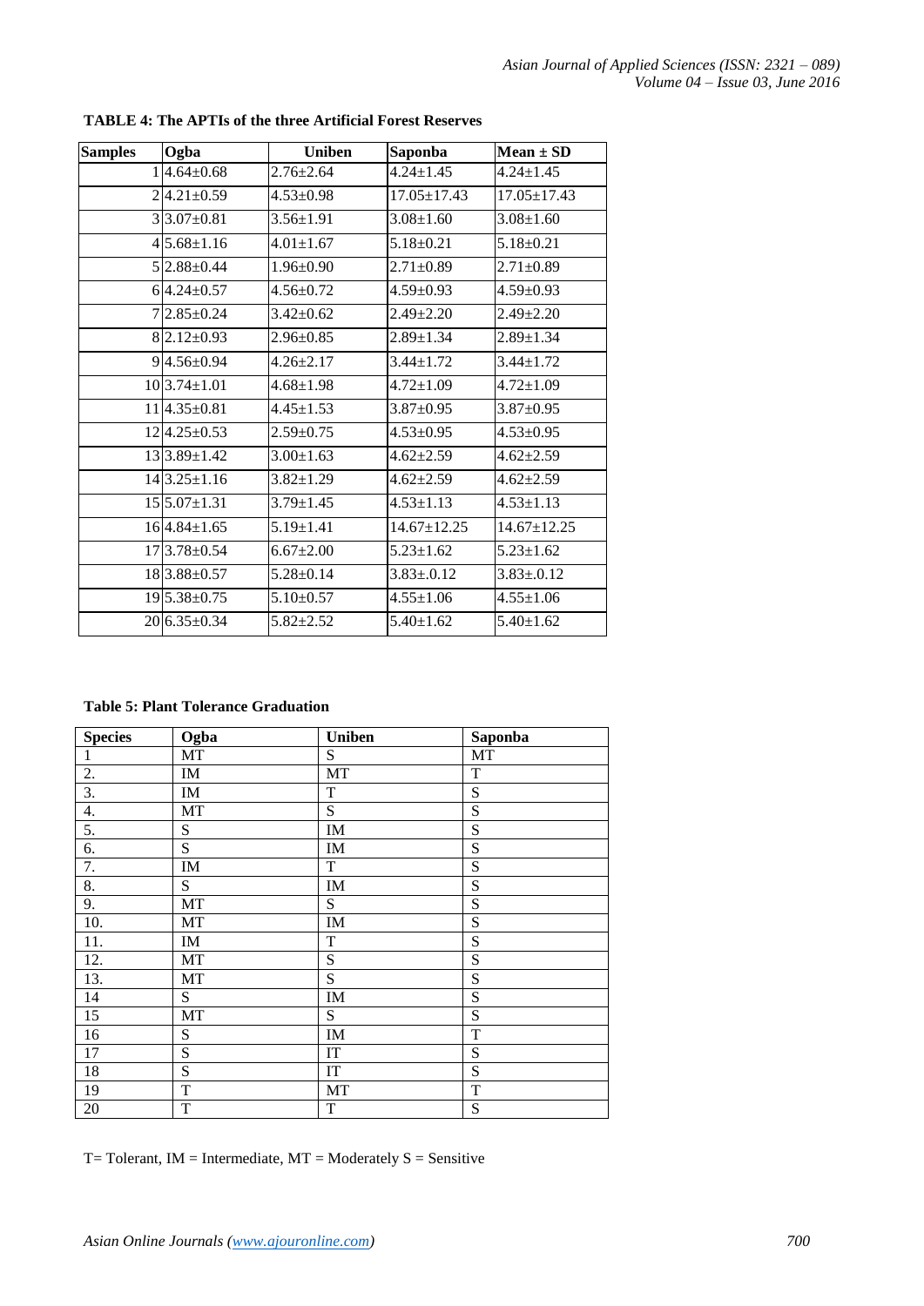**TABLE 4: The APTIs of the three Artificial Forest Reserves**

| Samples | Ogba | Uniben | Saponba | Mean ± SD |
|---|---|---|---|---|
| 1 | 4.64±0.68 | 2.76±2.64 | 4.24±1.45 | 4.24±1.45 |
| 2 | 4.21±0.59 | 4.53±0.98 | 17.05±17.43 | 17.05±17.43 |
| 3 | 3.07±0.81 | 3.56±1.91 | 3.08±1.60 | 3.08±1.60 |
| 4 | 5.68±1.16 | 4.01±1.67 | 5.18±0.21 | 5.18±0.21 |
| 5 | 2.88±0.44 | 1.96±0.90 | 2.71±0.89 | 2.71±0.89 |
| 6 | 4.24±0.57 | 4.56±0.72 | 4.59±0.93 | 4.59±0.93 |
| 7 | 2.85±0.24 | 3.42±0.62 | 2.49±2.20 | 2.49±2.20 |
| 8 | 2.12±0.93 | 2.96±0.85 | 2.89±1.34 | 2.89±1.34 |
| 9 | 4.56±0.94 | 4.26±2.17 | 3.44±1.72 | 3.44±1.72 |
| 10 | 3.74±1.01 | 4.68±1.98 | 4.72±1.09 | 4.72±1.09 |
| 11 | 4.35±0.81 | 4.45±1.53 | 3.87±0.95 | 3.87±0.95 |
| 12 | 4.25±0.53 | 2.59±0.75 | 4.53±0.95 | 4.53±0.95 |
| 13 | 3.89±1.42 | 3.00±1.63 | 4.62±2.59 | 4.62±2.59 |
| 14 | 3.25±1.16 | 3.82±1.29 | 4.62±2.59 | 4.62±2.59 |
| 15 | 5.07±1.31 | 3.79±1.45 | 4.53±1.13 | 4.53±1.13 |
| 16 | 4.84±1.65 | 5.19±1.41 | 14.67±12.25 | 14.67±12.25 |
| 17 | 3.78±0.54 | 6.67±2.00 | 5.23±1.62 | 5.23±1.62 |
| 18 | 3.88±0.57 | 5.28±0.14 | 3.83±.0.12 | 3.83±.0.12 |
| 19 | 5.38±0.75 | 5.10±0.57 | 4.55±1.06 | 4.55±1.06 |
| 20 | 6.35±0.34 | 5.82±2.52 | 5.40±1.62 | 5.40±1.62 |

**Table 5: Plant Tolerance Graduation**

| Species | Ogba | Uniben | Saponba |
|---|---|---|---|
| 1 | MT | S | MT |
| 2. | IM | MT | T |
| 3. | IM | T | S |
| 4. | MT | S | S |
| 5. | S | IM | S |
| 6. | S | IM | S |
| 7. | IM | T | S |
| 8. | S | IM | S |
| 9. | MT | S | S |
| 10. | MT | IM | S |
| 11. | IM | T | S |
| 12. | MT | S | S |
| 13. | MT | S | S |
| 14 | S | IM | S |
| 15 | MT | S | S |
| 16 | S | IM | T |
| 17 | S | IT | S |
| 18 | S | IT | S |
| 19 | T | MT | T |
| 20 | T | T | S |

T= Tolerant, IM = Intermediate, MT = Moderately S = Sensitive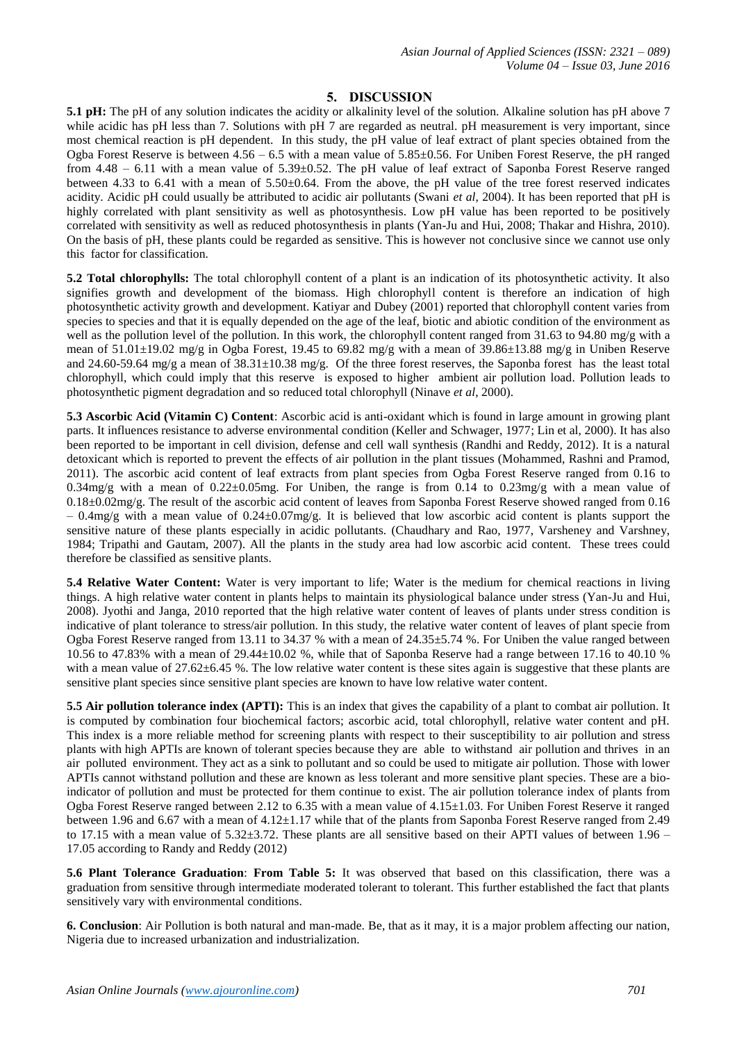## 5. DISCUSSION

**5.1 pH:** The pH of any solution indicates the acidity or alkalinity level of the solution. Alkaline solution has pH above 7 while acidic has pH less than 7. Solutions with pH 7 are regarded as neutral. pH measurement is very important, since most chemical reaction is pH dependent. In this study, the pH value of leaf extract of plant species obtained from the Ogba Forest Reserve is between 4.56 – 6.5 with a mean value of 5.85±0.56. For Uniben Forest Reserve, the pH ranged from 4.48 – 6.11 with a mean value of 5.39±0.52. The pH value of leaf extract of Saponba Forest Reserve ranged between 4.33 to 6.41 with a mean of 5.50±0.64. From the above, the pH value of the tree forest reserved indicates acidity. Acidic pH could usually be attributed to acidic air pollutants (Swani *et al*, 2004). It has been reported that pH is highly correlated with plant sensitivity as well as photosynthesis. Low pH value has been reported to be positively correlated with sensitivity as well as reduced photosynthesis in plants (Yan-Ju and Hui, 2008; Thakar and Hishra, 2010). On the basis of pH, these plants could be regarded as sensitive. This is however not conclusive since we cannot use only this factor for classification.

**5.2 Total chlorophylls:** The total chlorophyll content of a plant is an indication of its photosynthetic activity. It also signifies growth and development of the biomass. High chlorophyll content is therefore an indication of high photosynthetic activity growth and development. Katiyar and Dubey (2001) reported that chlorophyll content varies from species to species and that it is equally depended on the age of the leaf, biotic and abiotic condition of the environment as well as the pollution level of the pollution. In this work, the chlorophyll content ranged from 31.63 to 94.80 mg/g with a mean of 51.01±19.02 mg/g in Ogba Forest, 19.45 to 69.82 mg/g with a mean of 39.86±13.88 mg/g in Uniben Reserve and 24.60-59.64 mg/g a mean of 38.31±10.38 mg/g. Of the three forest reserves, the Saponba forest has the least total chlorophyll, which could imply that this reserve is exposed to higher ambient air pollution load. Pollution leads to photosynthetic pigment degradation and so reduced total chlorophyll (Ninave *et al*, 2000).

**5.3 Ascorbic Acid (Vitamin C) Content**: Ascorbic acid is anti-oxidant which is found in large amount in growing plant parts. It influences resistance to adverse environmental condition (Keller and Schwager, 1977; Lin et al, 2000). It has also been reported to be important in cell division, defense and cell wall synthesis (Randhi and Reddy, 2012). It is a natural detoxicant which is reported to prevent the effects of air pollution in the plant tissues (Mohammed, Rashni and Pramod, 2011). The ascorbic acid content of leaf extracts from plant species from Ogba Forest Reserve ranged from 0.16 to 0.34mg/g with a mean of 0.22±0.05mg. For Uniben, the range is from 0.14 to 0.23mg/g with a mean value of 0.18±0.02mg/g. The result of the ascorbic acid content of leaves from Saponba Forest Reserve showed ranged from 0.16 – 0.4mg/g with a mean value of 0.24±0.07mg/g. It is believed that low ascorbic acid content is plants support the sensitive nature of these plants especially in acidic pollutants. (Chaudhary and Rao, 1977, Varsheney and Varshney, 1984; Tripathi and Gautam, 2007). All the plants in the study area had low ascorbic acid content. These trees could therefore be classified as sensitive plants.

**5.4 Relative Water Content:** Water is very important to life; Water is the medium for chemical reactions in living things. A high relative water content in plants helps to maintain its physiological balance under stress (Yan-Ju and Hui, 2008). Jyothi and Janga, 2010 reported that the high relative water content of leaves of plants under stress condition is indicative of plant tolerance to stress/air pollution. In this study, the relative water content of leaves of plant specie from Ogba Forest Reserve ranged from 13.11 to 34.37 % with a mean of 24.35±5.74 %. For Uniben the value ranged between 10.56 to 47.83% with a mean of 29.44±10.02 %, while that of Saponba Reserve had a range between 17.16 to 40.10 % with a mean value of 27.62±6.45 %. The low relative water content is these sites again is suggestive that these plants are sensitive plant species since sensitive plant species are known to have low relative water content.

**5.5 Air pollution tolerance index (APTI):** This is an index that gives the capability of a plant to combat air pollution. It is computed by combination four biochemical factors; ascorbic acid, total chlorophyll, relative water content and pH. This index is a more reliable method for screening plants with respect to their susceptibility to air pollution and stress plants with high APTIs are known of tolerant species because they are able to withstand air pollution and thrives in an air polluted environment. They act as a sink to pollutant and so could be used to mitigate air pollution. Those with lower APTIs cannot withstand pollution and these are known as less tolerant and more sensitive plant species. These are a bio-indicator of pollution and must be protected for them continue to exist. The air pollution tolerance index of plants from Ogba Forest Reserve ranged between 2.12 to 6.35 with a mean value of 4.15±1.03. For Uniben Forest Reserve it ranged between 1.96 and 6.67 with a mean of 4.12±1.17 while that of the plants from Saponba Forest Reserve ranged from 2.49 to 17.15 with a mean value of 5.32±3.72. These plants are all sensitive based on their APTI values of between 1.96 – 17.05 according to Randy and Reddy (2012)

**5.6 Plant Tolerance Graduation**: **From Table 5:** It was observed that based on this classification, there was a graduation from sensitive through intermediate moderated tolerant to tolerant. This further established the fact that plants sensitively vary with environmental conditions.

**6. Conclusion**: Air Pollution is both natural and man-made. Be, that as it may, it is a major problem affecting our nation, Nigeria due to increased urbanization and industrialization.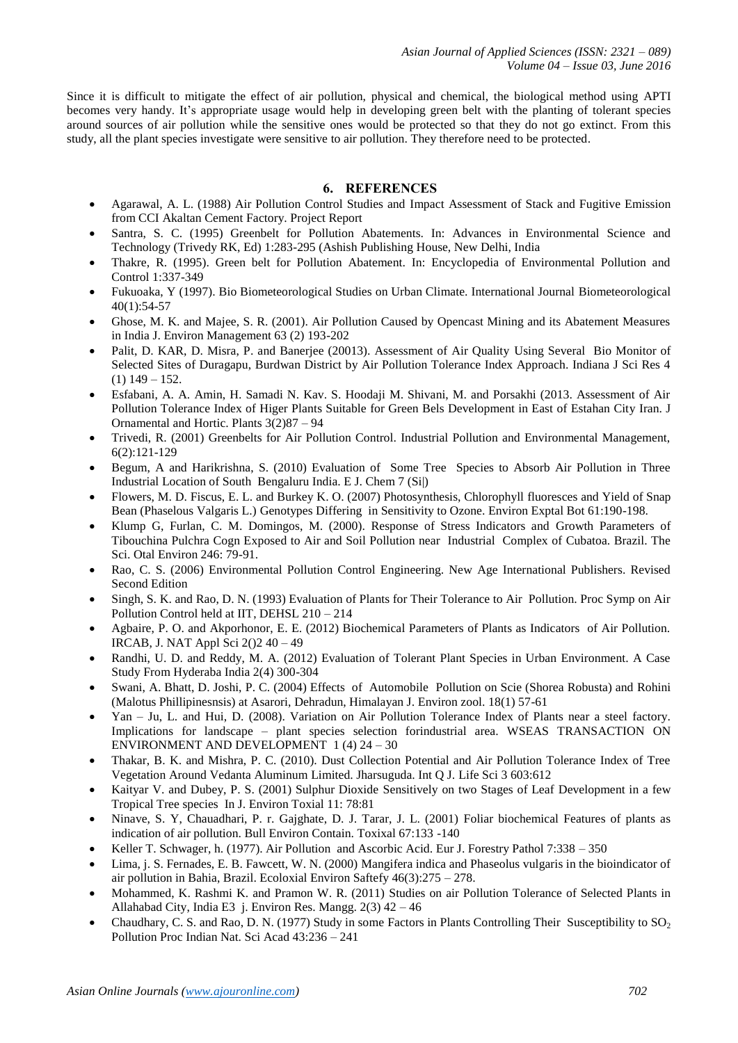Since it is difficult to mitigate the effect of air pollution, physical and chemical, the biological method using APTI becomes very handy. It's appropriate usage would help in developing green belt with the planting of tolerant species around sources of air pollution while the sensitive ones would be protected so that they do not go extinct. From this study, all the plant species investigate were sensitive to air pollution. They therefore need to be protected.

## 6. REFERENCES

- Agarawal, A. L. (1988) Air Pollution Control Studies and Impact Assessment of Stack and Fugitive Emission from CCI Akaltan Cement Factory. Project Report
- Santra, S. C. (1995) Greenbelt for Pollution Abatements. In: Advances in Environmental Science and Technology (Trivedy RK, Ed) 1:283-295 (Ashish Publishing House, New Delhi, India
- Thakre, R. (1995). Green belt for Pollution Abatement. In: Encyclopedia of Environmental Pollution and Control 1:337-349
- Fukuoaka, Y (1997). Bio Biometeorological Studies on Urban Climate. International Journal Biometeorological 40(1):54-57
- Ghose, M. K. and Majee, S. R. (2001). Air Pollution Caused by Opencast Mining and its Abatement Measures in India J. Environ Management 63 (2) 193-202
- Palit, D. KAR, D. Misra, P. and Banerjee (20013). Assessment of Air Quality Using Several Bio Monitor of Selected Sites of Duragapu, Burwdan District by Air Pollution Tolerance Index Approach. Indiana J Sci Res 4 (1) 149 – 152.
- Esfabani, A. A. Amin, H. Samadi N. Kav. S. Hoodaji M. Shivani, M. and Porsakhi (2013. Assessment of Air Pollution Tolerance Index of Higer Plants Suitable for Green Bels Development in East of Estahan City Iran. J Ornamental and Hortic. Plants 3(2)87 – 94
- Trivedi, R. (2001) Greenbelts for Air Pollution Control. Industrial Pollution and Environmental Management, 6(2):121-129
- Begum, A and Harikrishna, S. (2010) Evaluation of Some Tree Species to Absorb Air Pollution in Three Industrial Location of South Bengaluru India. E J. Chem 7 (Si|)
- Flowers, M. D. Fiscus, E. L. and Burkey K. O. (2007) Photosynthesis, Chlorophyll fluoresces and Yield of Snap Bean (Phaselous Valgaris L.) Genotypes Differing in Sensitivity to Ozone. Environ Exptal Bot 61:190-198.
- Klump G, Furlan, C. M. Domingos, M. (2000). Response of Stress Indicators and Growth Parameters of Tibouchina Pulchra Cogn Exposed to Air and Soil Pollution near Industrial Complex of Cubatoa. Brazil. The Sci. Otal Environ 246: 79-91.
- Rao, C. S. (2006) Environmental Pollution Control Engineering. New Age International Publishers. Revised Second Edition
- Singh, S. K. and Rao, D. N. (1993) Evaluation of Plants for Their Tolerance to Air Pollution. Proc Symp on Air Pollution Control held at IIT, DEHSL 210 – 214
- Agbaire, P. O. and Akporhonor, E. E. (2012) Biochemical Parameters of Plants as Indicators of Air Pollution. IRCAB, J. NAT Appl Sci 2()2 40 – 49
- Randhi, U. D. and Reddy, M. A. (2012) Evaluation of Tolerant Plant Species in Urban Environment. A Case Study From Hyderaba India 2(4) 300-304
- Swani, A. Bhatt, D. Joshi, P. C. (2004) Effects of Automobile Pollution on Scie (Shorea Robusta) and Rohini (Malotus Phillipinesnsis) at Asarori, Dehradun, Himalayan J. Environ zool. 18(1) 57-61
- Yan – Ju, L. and Hui, D. (2008). Variation on Air Pollution Tolerance Index of Plants near a steel factory. Implications for landscape – plant species selection forindustrial area. WSEAS TRANSACTION ON ENVIRONMENT AND DEVELOPMENT 1 (4) 24 – 30
- Thakar, B. K. and Mishra, P. C. (2010). Dust Collection Potential and Air Pollution Tolerance Index of Tree Vegetation Around Vedanta Aluminum Limited. Jharsuguda. Int Q J. Life Sci 3 603:612
- Kaityar V. and Dubey, P. S. (2001) Sulphur Dioxide Sensitively on two Stages of Leaf Development in a few Tropical Tree species In J. Environ Toxial 11: 78:81
- Ninave, S. Y, Chauadhari, P. r. Gajghate, D. J. Tarar, J. L. (2001) Foliar biochemical Features of plants as indication of air pollution. Bull Environ Contain. Toxixal 67:133 -140
- Keller T. Schwager, h. (1977). Air Pollution and Ascorbic Acid. Eur J. Forestry Pathol 7:338 – 350
- Lima, j. S. Fernades, E. B. Fawcett, W. N. (2000) Mangifera indica and Phaseolus vulgaris in the bioindicator of air pollution in Bahia, Brazil. Ecoloxial Environ Saftefy 46(3):275 – 278.
- Mohammed, K. Rashmi K. and Pramon W. R. (2011) Studies on air Pollution Tolerance of Selected Plants in Allahabad City, India E3 j. Environ Res. Mangg. 2(3) 42 – 46
- Chaudhary, C. S. and Rao, D. N. (1977) Study in some Factors in Plants Controlling Their Susceptibility to $SO_2$ Pollution Proc Indian Nat. Sci Acad 43:236 – 241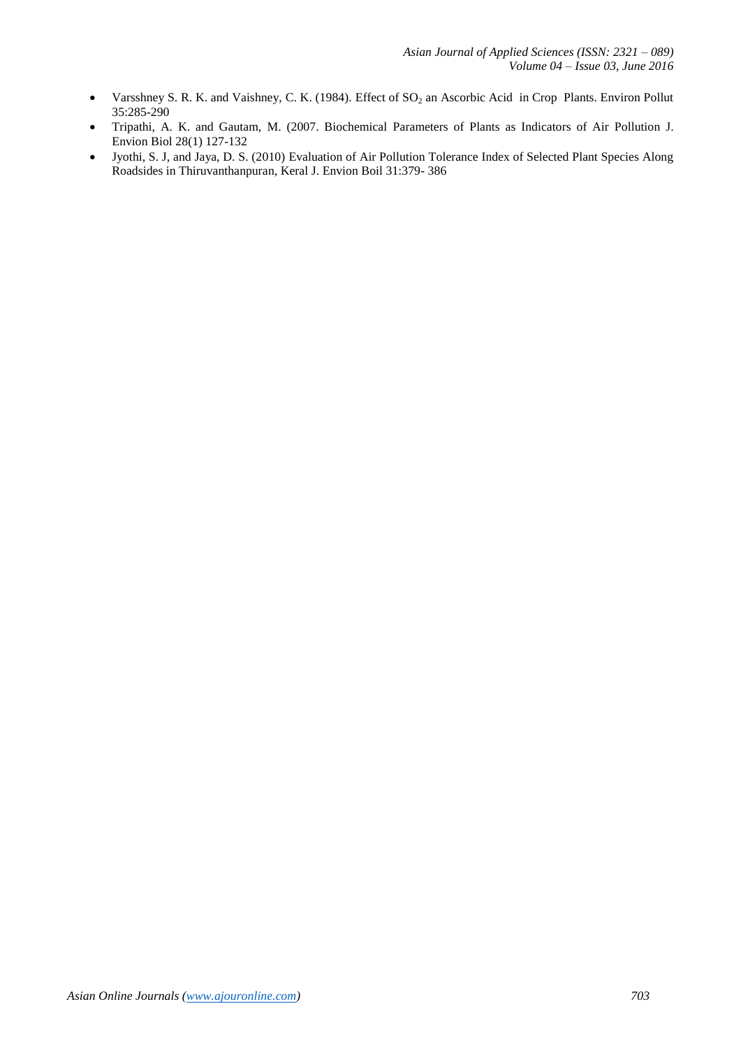- Varsshney S. R. K. and Vaishney, C. K. (1984). Effect of $SO_2$ an Ascorbic Acid in Crop Plants. Environ Pollut 35:285-290
- Tripathi, A. K. and Gautam, M. (2007. Biochemical Parameters of Plants as Indicators of Air Pollution J. Envion Biol 28(1) 127-132
- Jyothi, S. J, and Jaya, D. S. (2010) Evaluation of Air Pollution Tolerance Index of Selected Plant Species Along Roadsides in Thiruvanthanpuran, Keral J. Envion Boil 31:379- 386